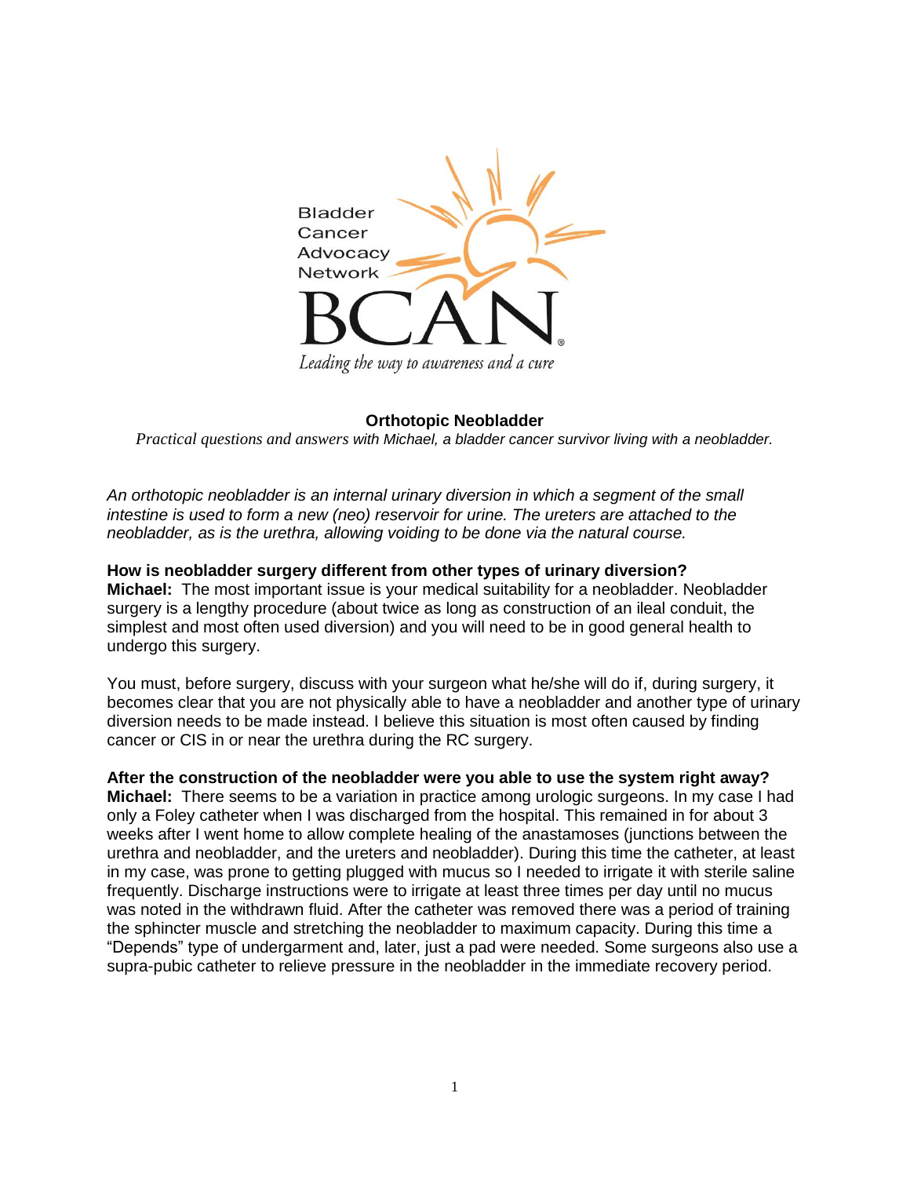Bladder Cancer Advocacy Network

BCAN

*Leading the way to awareness and a cure*

# Orthotopic Neobladder

*Practical questions and answers with Michael, a bladder cancer survivor living with a neobladder.*

*An orthotopic neobladder is an internal urinary diversion in which a segment of the small intestine is used to form a new (neo) reservoir for urine. The ureters are attached to the neobladder, as is the urethra, allowing voiding to be done via the natural course.*

**How is neobladder surgery different from other types of urinary diversion?**
**Michael:** The most important issue is your medical suitability for a neobladder. Neobladder surgery is a lengthy procedure (about twice as long as construction of an ileal conduit, the simplest and most often used diversion) and you will need to be in good general health to undergo this surgery.

You must, before surgery, discuss with your surgeon what he/she will do if, during surgery, it becomes clear that you are not physically able to have a neobladder and another type of urinary diversion needs to be made instead. I believe this situation is most often caused by finding cancer or CIS in or near the urethra during the RC surgery.

**After the construction of the neobladder were you able to use the system right away?**
**Michael:** There seems to be a variation in practice among urologic surgeons. In my case I had only a Foley catheter when I was discharged from the hospital. This remained in for about 3 weeks after I went home to allow complete healing of the anastamoses (junctions between the urethra and neobladder, and the ureters and neobladder). During this time the catheter, at least in my case, was prone to getting plugged with mucus so I needed to irrigate it with sterile saline frequently. Discharge instructions were to irrigate at least three times per day until no mucus was noted in the withdrawn fluid. After the catheter was removed there was a period of training the sphincter muscle and stretching the neobladder to maximum capacity. During this time a "Depends" type of undergarment and, later, just a pad were needed. Some surgeons also use a supra-pubic catheter to relieve pressure in the neobladder in the immediate recovery period.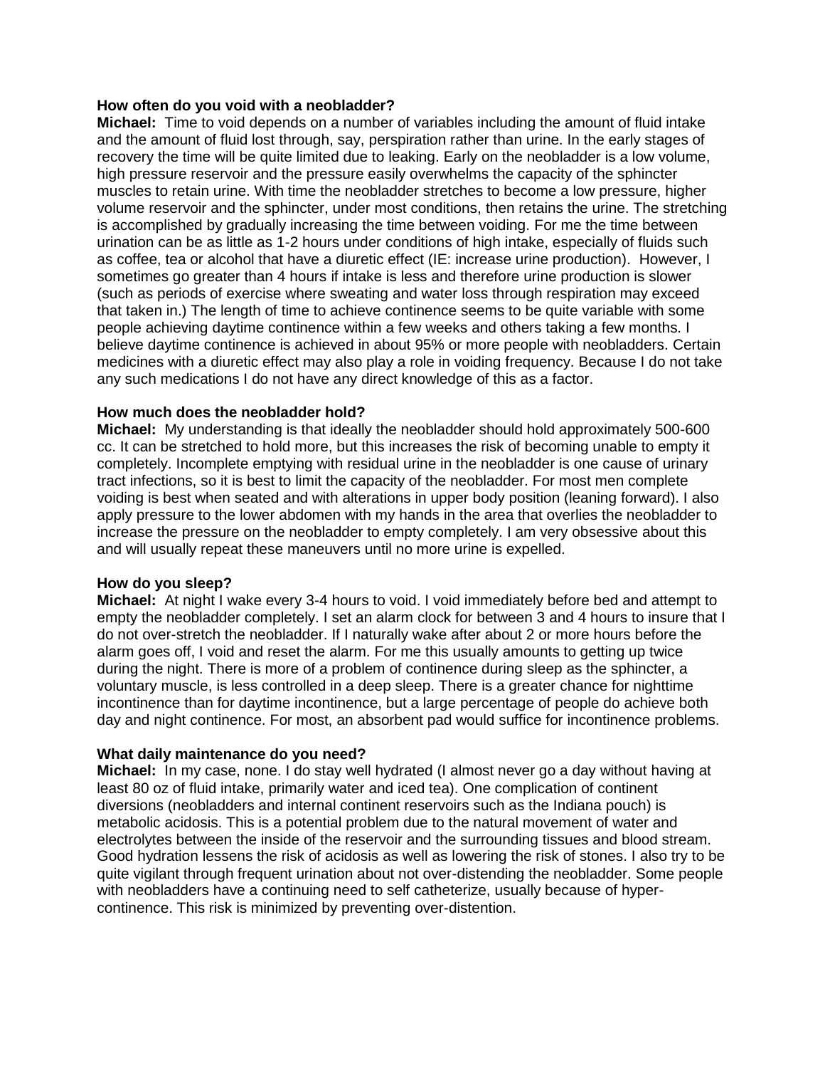**How often do you void with a neobladder?**

**Michael:** Time to void depends on a number of variables including the amount of fluid intake and the amount of fluid lost through, say, perspiration rather than urine. In the early stages of recovery the time will be quite limited due to leaking. Early on the neobladder is a low volume, high pressure reservoir and the pressure easily overwhelms the capacity of the sphincter muscles to retain urine. With time the neobladder stretches to become a low pressure, higher volume reservoir and the sphincter, under most conditions, then retains the urine. The stretching is accomplished by gradually increasing the time between voiding. For me the time between urination can be as little as 1-2 hours under conditions of high intake, especially of fluids such as coffee, tea or alcohol that have a diuretic effect (IE: increase urine production). However, I sometimes go greater than 4 hours if intake is less and therefore urine production is slower (such as periods of exercise where sweating and water loss through respiration may exceed that taken in.) The length of time to achieve continence seems to be quite variable with some people achieving daytime continence within a few weeks and others taking a few months. I believe daytime continence is achieved in about 95% or more people with neobladders. Certain medicines with a diuretic effect may also play a role in voiding frequency. Because I do not take any such medications I do not have any direct knowledge of this as a factor.

**How much does the neobladder hold?**

**Michael:** My understanding is that ideally the neobladder should hold approximately 500-600 cc. It can be stretched to hold more, but this increases the risk of becoming unable to empty it completely. Incomplete emptying with residual urine in the neobladder is one cause of urinary tract infections, so it is best to limit the capacity of the neobladder. For most men complete voiding is best when seated and with alterations in upper body position (leaning forward). I also apply pressure to the lower abdomen with my hands in the area that overlies the neobladder to increase the pressure on the neobladder to empty completely. I am very obsessive about this and will usually repeat these maneuvers until no more urine is expelled.

**How do you sleep?**

**Michael:** At night I wake every 3-4 hours to void. I void immediately before bed and attempt to empty the neobladder completely. I set an alarm clock for between 3 and 4 hours to insure that I do not over-stretch the neobladder. If I naturally wake after about 2 or more hours before the alarm goes off, I void and reset the alarm. For me this usually amounts to getting up twice during the night. There is more of a problem of continence during sleep as the sphincter, a voluntary muscle, is less controlled in a deep sleep. There is a greater chance for nighttime incontinence than for daytime incontinence, but a large percentage of people do achieve both day and night continence. For most, an absorbent pad would suffice for incontinence problems.

**What daily maintenance do you need?**

**Michael:** In my case, none. I do stay well hydrated (I almost never go a day without having at least 80 oz of fluid intake, primarily water and iced tea). One complication of continent diversions (neobladders and internal continent reservoirs such as the Indiana pouch) is metabolic acidosis. This is a potential problem due to the natural movement of water and electrolytes between the inside of the reservoir and the surrounding tissues and blood stream. Good hydration lessens the risk of acidosis as well as lowering the risk of stones. I also try to be quite vigilant through frequent urination about not over-distending the neobladder. Some people with neobladders have a continuing need to self catheterize, usually because of hyper-continence. This risk is minimized by preventing over-distention.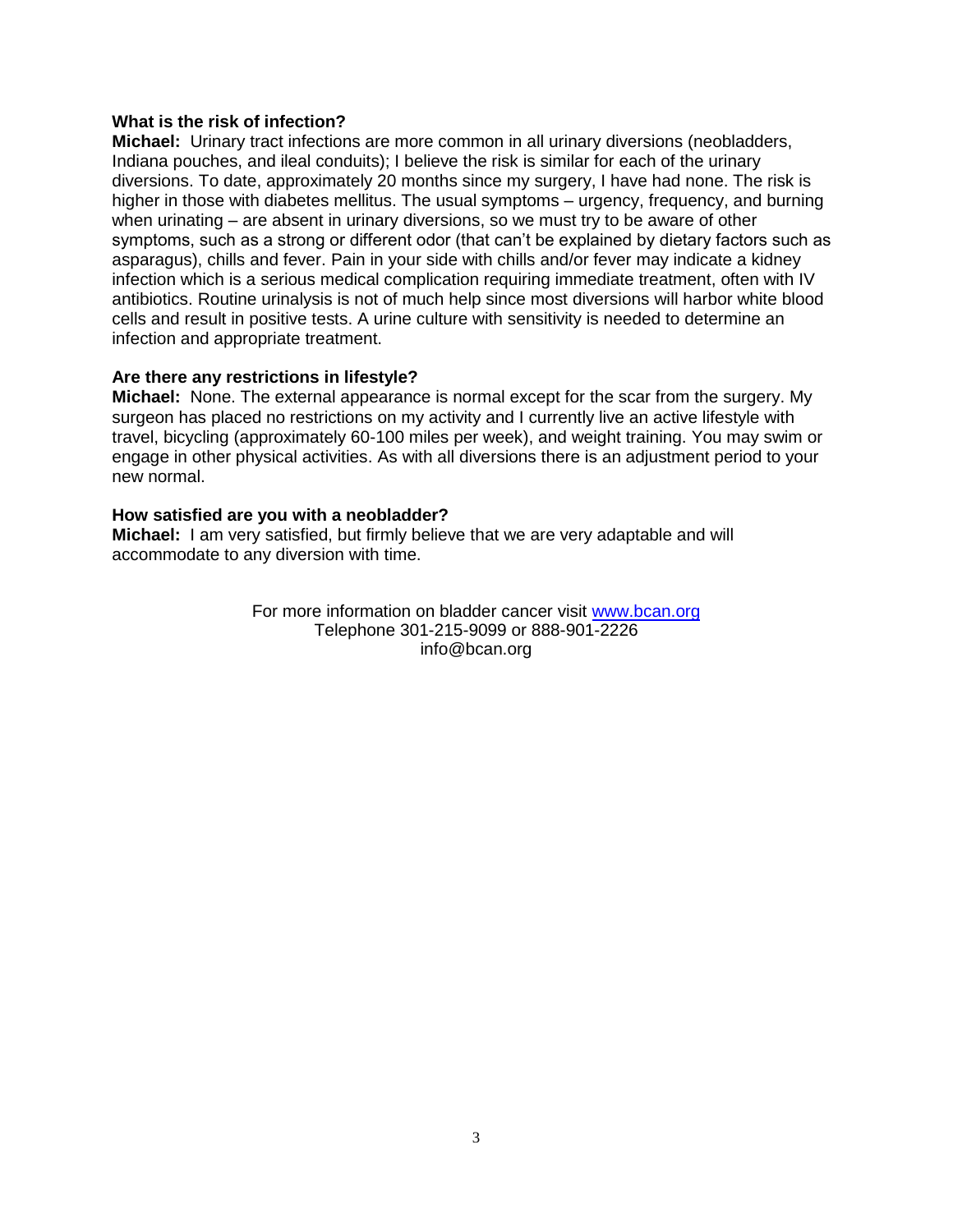**What is the risk of infection?**

**Michael:** Urinary tract infections are more common in all urinary diversions (neobladders, Indiana pouches, and ileal conduits); I believe the risk is similar for each of the urinary diversions. To date, approximately 20 months since my surgery, I have had none. The risk is higher in those with diabetes mellitus. The usual symptoms – urgency, frequency, and burning when urinating – are absent in urinary diversions, so we must try to be aware of other symptoms, such as a strong or different odor (that can't be explained by dietary factors such as asparagus), chills and fever. Pain in your side with chills and/or fever may indicate a kidney infection which is a serious medical complication requiring immediate treatment, often with IV antibiotics. Routine urinalysis is not of much help since most diversions will harbor white blood cells and result in positive tests. A urine culture with sensitivity is needed to determine an infection and appropriate treatment.

**Are there any restrictions in lifestyle?**

**Michael:** None. The external appearance is normal except for the scar from the surgery. My surgeon has placed no restrictions on my activity and I currently live an active lifestyle with travel, bicycling (approximately 60-100 miles per week), and weight training. You may swim or engage in other physical activities. As with all diversions there is an adjustment period to your new normal.

**How satisfied are you with a neobladder?**

**Michael:** I am very satisfied, but firmly believe that we are very adaptable and will accommodate to any diversion with time.

For more information on bladder cancer visit www.bcan.org
Telephone 301-215-9099 or 888-901-2226
info@bcan.org